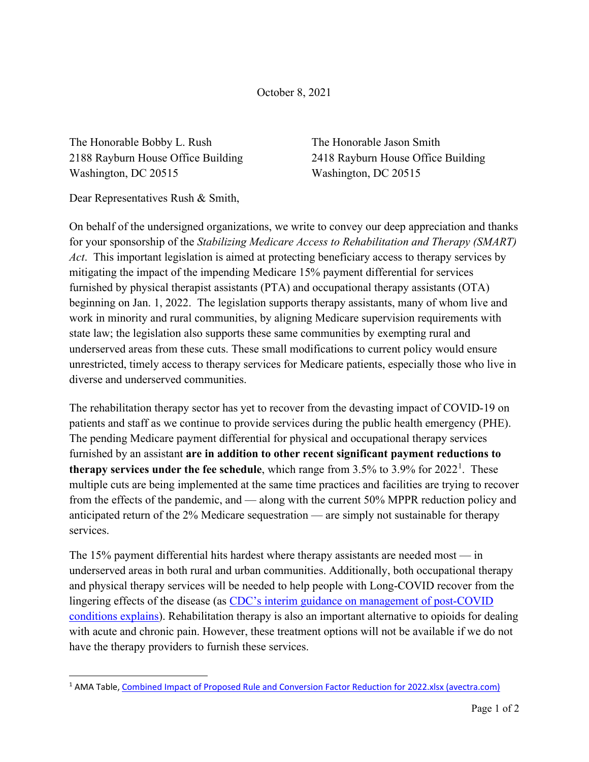October 8, 2021

The Honorable Bobby L. Rush
2188 Rayburn House Office Building
Washington, DC 20515

The Honorable Jason Smith
2418 Rayburn House Office Building
Washington, DC 20515

Dear Representatives Rush & Smith,

On behalf of the undersigned organizations, we write to convey our deep appreciation and thanks for your sponsorship of the *Stabilizing Medicare Access to Rehabilitation and Therapy (SMART) Act*. This important legislation is aimed at protecting beneficiary access to therapy services by mitigating the impact of the impending Medicare 15% payment differential for services furnished by physical therapist assistants (PTA) and occupational therapy assistants (OTA) beginning on Jan. 1, 2022. The legislation supports therapy assistants, many of whom live and work in minority and rural communities, by aligning Medicare supervision requirements with state law; the legislation also supports these same communities by exempting rural and underserved areas from these cuts. These small modifications to current policy would ensure unrestricted, timely access to therapy services for Medicare patients, especially those who live in diverse and underserved communities.

The rehabilitation therapy sector has yet to recover from the devasting impact of COVID-19 on patients and staff as we continue to provide services during the public health emergency (PHE). The pending Medicare payment differential for physical and occupational therapy services furnished by an assistant **are in addition to other recent significant payment reductions to therapy services under the fee schedule**, which range from 3.5% to 3.9% for 2022[1]. These multiple cuts are being implemented at the same time practices and facilities are trying to recover from the effects of the pandemic, and — along with the current 50% MPPR reduction policy and anticipated return of the 2% Medicare sequestration — are simply not sustainable for therapy services.

The 15% payment differential hits hardest where therapy assistants are needed most — in underserved areas in both rural and urban communities. Additionally, both occupational therapy and physical therapy services will be needed to help people with Long-COVID recover from the lingering effects of the disease (as [CDC's interim guidance on management of post-COVID conditions explains](#)). Rehabilitation therapy is also an important alternative to opioids for dealing with acute and chronic pain. However, these treatment options will not be available if we do not have the therapy providers to furnish these services.

---

[1] AMA Table, Combined Impact of Proposed Rule and Conversion Factor Reduction for 2022.xlsx (avectra.com)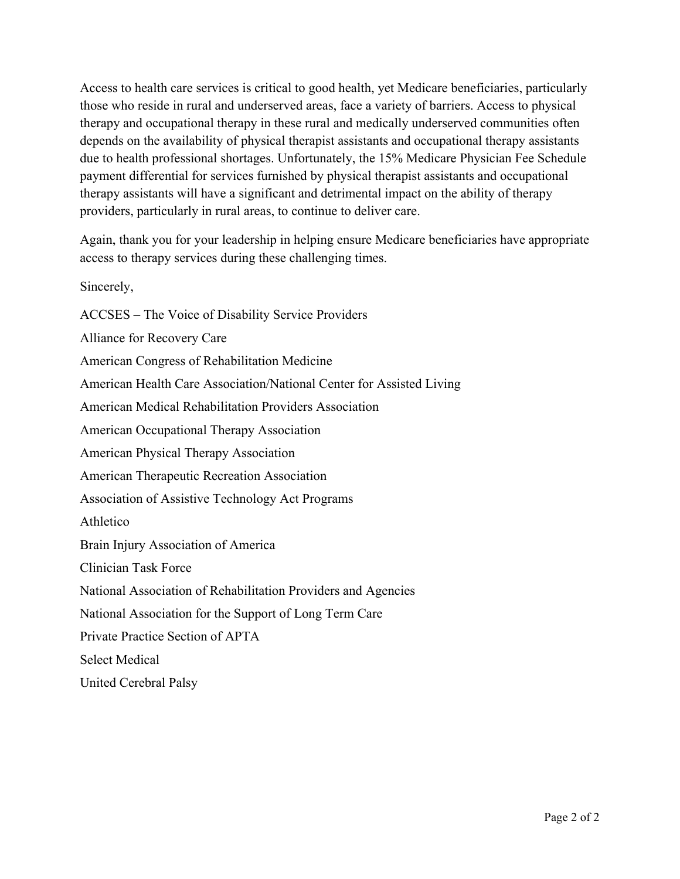Access to health care services is critical to good health, yet Medicare beneficiaries, particularly those who reside in rural and underserved areas, face a variety of barriers. Access to physical therapy and occupational therapy in these rural and medically underserved communities often depends on the availability of physical therapist assistants and occupational therapy assistants due to health professional shortages. Unfortunately, the 15% Medicare Physician Fee Schedule payment differential for services furnished by physical therapist assistants and occupational therapy assistants will have a significant and detrimental impact on the ability of therapy providers, particularly in rural areas, to continue to deliver care.

Again, thank you for your leadership in helping ensure Medicare beneficiaries have appropriate access to therapy services during these challenging times.

Sincerely,

ACCSES – The Voice of Disability Service Providers

Alliance for Recovery Care

American Congress of Rehabilitation Medicine

American Health Care Association/National Center for Assisted Living

American Medical Rehabilitation Providers Association

American Occupational Therapy Association

American Physical Therapy Association

American Therapeutic Recreation Association

Association of Assistive Technology Act Programs

Athletico

Brain Injury Association of America

Clinician Task Force

National Association of Rehabilitation Providers and Agencies

National Association for the Support of Long Term Care

Private Practice Section of APTA

Select Medical

United Cerebral Palsy